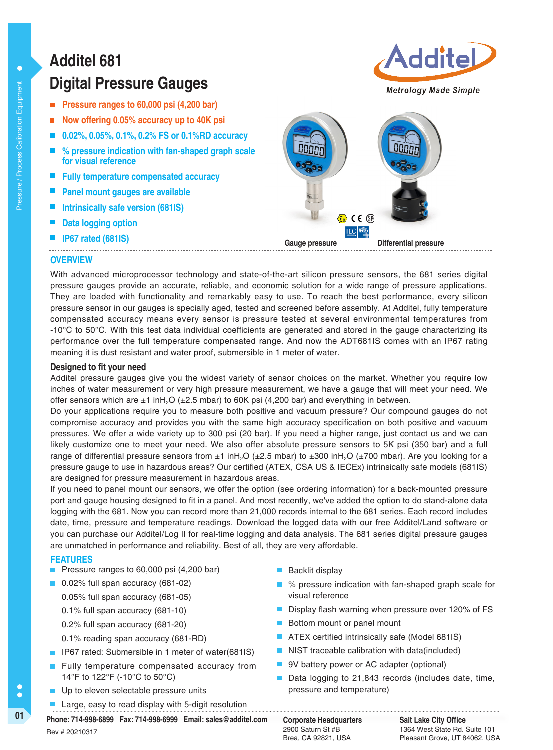# Additel 681
# Digital Pressure Gauges

- Pressure ranges to 60,000 psi (4,200 bar)
- Now offering 0.05% accuracy up to 40K psi
- 0.02%, 0.05%, 0.1%, 0.2% FS or 0.1%RD accuracy
- % pressure indication with fan-shaped graph scale for visual reference
- Fully temperature compensated accuracy
- Panel mount gauges are available
- Intrinsically safe version (681IS)
- Data logging option
- IP67 rated (681IS)

Gauge pressure    Differential pressure

## OVERVIEW

With advanced microprocessor technology and state-of-the-art silicon pressure sensors, the 681 series digital pressure gauges provide an accurate, reliable, and economic solution for a wide range of pressure applications. They are loaded with functionality and remarkably easy to use. To reach the best performance, every silicon pressure sensor in our gauges is specially aged, tested and screened before assembly. At Additel, fully temperature compensated accuracy means every sensor is pressure tested at several environmental temperatures from -10°C to 50°C. With this test data individual coefficients are generated and stored in the gauge characterizing its performance over the full temperature compensated range. And now the ADT681IS comes with an IP67 rating meaning it is dust resistant and water proof, submersible in 1 meter of water.

### Designed to fit your need

Additel pressure gauges give you the widest variety of sensor choices on the market. Whether you require low inches of water measurement or very high pressure measurement, we have a gauge that will meet your need. We offer sensors which are ±1 in$H_2O$ (±2.5 mbar) to 60K psi (4,200 bar) and everything in between.

Do your applications require you to measure both positive and vacuum pressure? Our compound gauges do not compromise accuracy and provides you with the same high accuracy specification on both positive and vacuum pressures. We offer a wide variety up to 300 psi (20 bar). If you need a higher range, just contact us and we can likely customize one to meet your need. We also offer absolute pressure sensors to 5K psi (350 bar) and a full range of differential pressure sensors from ±1 in$H_2O$ (±2.5 mbar) to ±300 in$H_2O$ (±700 mbar). Are you looking for a pressure gauge to use in hazardous areas? Our certified (ATEX, CSA US & IECEx) intrinsically safe models (681IS) are designed for pressure measurement in hazardous areas.

If you need to panel mount our sensors, we offer the option (see ordering information) for a back-mounted pressure port and gauge housing designed to fit in a panel. And most recently, we've added the option to do stand-alone data logging with the 681. Now you can record more than 21,000 records internal to the 681 series. Each record includes date, time, pressure and temperature readings. Download the logged data with our free Additel/Land software or you can purchase our Additel/Log II for real-time logging and data analysis. The 681 series digital pressure gauges are unmatched in performance and reliability. Best of all, they are very affordable.

## FEATURES

- Pressure ranges to 60,000 psi (4,200 bar)
- 0.02% full span accuracy (681-02)
  0.05% full span accuracy (681-05)
  0.1% full span accuracy (681-10)
  0.2% full span accuracy (681-20)
  0.1% reading span accuracy (681-RD)
- IP67 rated: Submersible in 1 meter of water(681IS)
- Fully temperature compensated accuracy from 14°F to 122°F (-10°C to 50°C)
- Up to eleven selectable pressure units
- Large, easy to read display with 5-digit resolution
- Backlit display
- % pressure indication with fan-shaped graph scale for visual reference
- Display flash warning when pressure over 120% of FS
- Bottom mount or panel mount
- ATEX certified intrinsically safe (Model 681IS)
- NIST traceable calibration with data(included)
- 9V battery power or AC adapter (optional)
- Data logging to 21,843 records (includes date, time, pressure and temperature)

**Phone: 714-998-6899 Fax: 714-998-6999 Email: sales@additel.com**
Rev # 20210317

**Corporate Headquarters**
2900 Saturn St #B
Brea, CA 92821, USA

**Salt Lake City Office**
1364 West State Rd. Suite 101
Pleasant Grove, UT 84062, USA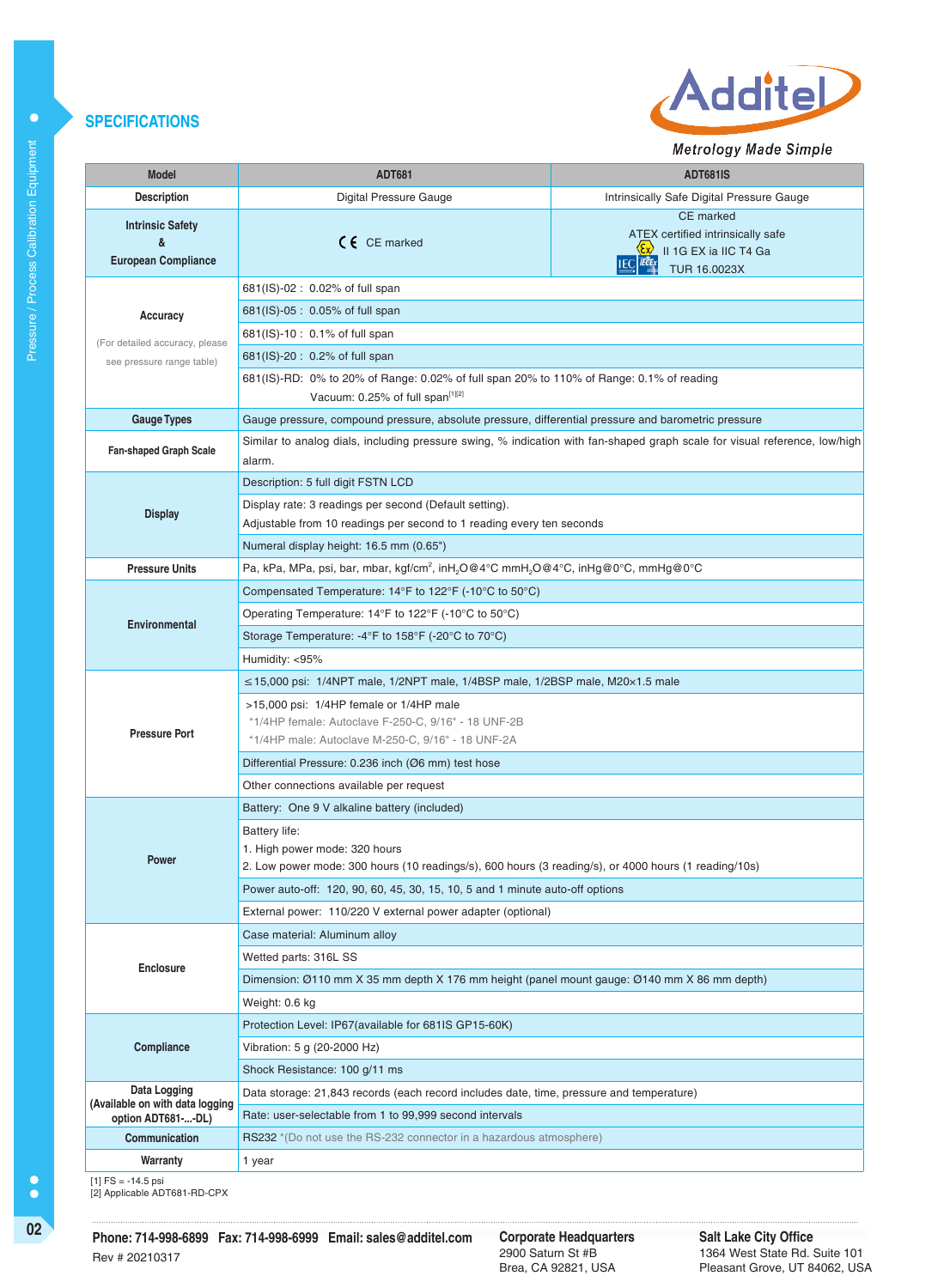## SPECIFICATIONS

| Model | ADT681 | ADT681IS |
|---|---|---|
| Description | Digital Pressure Gauge | Intrinsically Safe Digital Pressure Gauge |
| Intrinsic Safety & European Compliance | CE marked | CE marked<br>ATEX certified intrinsically safe<br>II 1G EX ia IIC T4 Ga<br>TUR 16.0023X |
| Accuracy<br>(For detailed accuracy, please see pressure range table) | 681(IS)-02 : 0.02% of full span | |
| | 681(IS)-05 : 0.05% of full span | |
| | 681(IS)-10 : 0.1% of full span | |
| | 681(IS)-20 : 0.2% of full span | |
| | 681(IS)-RD: 0% to 20% of Range: 0.02% of full span 20% to 110% of Range: 0.1% of reading<br>Vacuum: 0.25% of full span[1][2] | |
| Gauge Types | Gauge pressure, compound pressure, absolute pressure, differential pressure and barometric pressure | |
| Fan-shaped Graph Scale | Similar to analog dials, including pressure swing, % indication with fan-shaped graph scale for visual reference, low/high alarm. | |
| Display | Description: 5 full digit FSTN LCD | |
| | Display rate: 3 readings per second (Default setting).<br>Adjustable from 10 readings per second to 1 reading every ten seconds | |
| | Numeral display height: 16.5 mm (0.65") | |
| Pressure Units | Pa, kPa, MPa, psi, bar, mbar, kgf/cm$^2$, inH$_2$O@4°C mmH$_2$O@4°C, inHg@0°C, mmHg@0°C | |
| Environmental | Compensated Temperature: 14°F to 122°F (-10°C to 50°C) | |
| | Operating Temperature: 14°F to 122°F (-10°C to 50°C) | |
| | Storage Temperature: -4°F to 158°F (-20°C to 70°C) | |
| | Humidity: <95% | |
| Pressure Port | ≤15,000 psi: 1/4NPT male, 1/2NPT male, 1/4BSP male, 1/2BSP male, M20×1.5 male | |
| | >15,000 psi: 1/4HP female or 1/4HP male<br>*1/4HP female: Autoclave F-250-C, 9/16" - 18 UNF-2B<br>*1/4HP male: Autoclave M-250-C, 9/16" - 18 UNF-2A | |
| | Differential Pressure: 0.236 inch (Ø6 mm) test hose | |
| | Other connections available per request | |
| Power | Battery: One 9 V alkaline battery (included) | |
| | Battery life:<br>1. High power mode: 320 hours<br>2. Low power mode: 300 hours (10 readings/s), 600 hours (3 reading/s), or 4000 hours (1 reading/10s) | |
| | Power auto-off: 120, 90, 60, 45, 30, 15, 10, 5 and 1 minute auto-off options | |
| | External power: 110/220 V external power adapter (optional) | |
| Enclosure | Case material: Aluminum alloy | |
| | Wetted parts: 316L SS | |
| | Dimension: Ø110 mm X 35 mm depth X 176 mm height (panel mount gauge: Ø140 mm X 86 mm depth) | |
| | Weight: 0.6 kg | |
| Compliance | Protection Level: IP67(available for 681IS GP15-60K) | |
| | Vibration: 5 g (20-2000 Hz) | |
| | Shock Resistance: 100 g/11 ms | |
| Data Logging (Available on with data logging option ADT681-...-DL) | Data storage: 21,843 records (each record includes date, time, pressure and temperature) | |
| | Rate: user-selectable from 1 to 99,999 second intervals | |
| Communication | RS232 *(Do not use the RS-232 connector in a hazardous atmosphere) | |
| Warranty | 1 year | |

[1] FS = -14.5 psi
[2] Applicable ADT681-RD-CPX

**Phone: 714-998-6899 Fax: 714-998-6999 Email: sales@additel.com**
Rev # 20210317

**Corporate Headquarters**
2900 Saturn St #B
Brea, CA 92821, USA

**Salt Lake City Office**
1364 West State Rd. Suite 101
Pleasant Grove, UT 84062, USA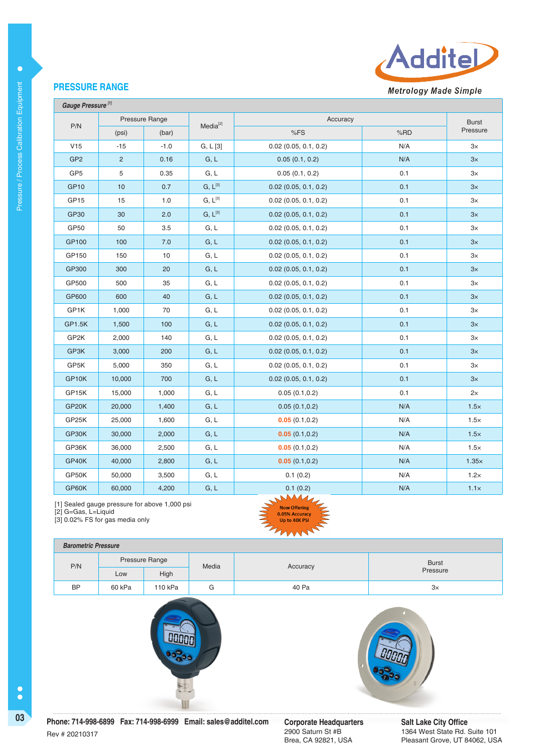## PRESSURE RANGE

Additel — Metrology Made Simple

| *Gauge Pressure* [1] | | | | | | |
|---|---|---|---|---|---|---|
| P/N | Pressure Range | | Media[2] | Accuracy | | Burst Pressure |
| | (psi) | (bar) | | %FS | %RD | |
| V15 | -15 | -1.0 | G, L [3] | 0.02 (0.05, 0.1, 0.2) | N/A | 3× |
| GP2 | 2 | 0.16 | G, L | 0.05 (0.1, 0.2) | N/A | 3× |
| GP5 | 5 | 0.35 | G, L | 0.05 (0.1, 0.2) | 0.1 | 3× |
| GP10 | 10 | 0.7 | G, L[3] | 0.02 (0.05, 0.1, 0.2) | 0.1 | 3× |
| GP15 | 15 | 1.0 | G, L[3] | 0.02 (0.05, 0.1, 0.2) | 0.1 | 3× |
| GP30 | 30 | 2.0 | G, L[3] | 0.02 (0.05, 0.1, 0.2) | 0.1 | 3× |
| GP50 | 50 | 3.5 | G, L | 0.02 (0.05, 0.1, 0.2) | 0.1 | 3× |
| GP100 | 100 | 7.0 | G, L | 0.02 (0.05, 0.1, 0.2) | 0.1 | 3× |
| GP150 | 150 | 10 | G, L | 0.02 (0.05, 0.1, 0.2) | 0.1 | 3× |
| GP300 | 300 | 20 | G, L | 0.02 (0.05, 0.1, 0.2) | 0.1 | 3× |
| GP500 | 500 | 35 | G, L | 0.02 (0.05, 0.1, 0.2) | 0.1 | 3× |
| GP600 | 600 | 40 | G, L | 0.02 (0.05, 0.1, 0.2) | 0.1 | 3× |
| GP1K | 1,000 | 70 | G, L | 0.02 (0.05, 0.1, 0.2) | 0.1 | 3× |
| GP1.5K | 1,500 | 100 | G, L | 0.02 (0.05, 0.1, 0.2) | 0.1 | 3× |
| GP2K | 2,000 | 140 | G, L | 0.02 (0.05, 0.1, 0.2) | 0.1 | 3× |
| GP3K | 3,000 | 200 | G, L | 0.02 (0.05, 0.1, 0.2) | 0.1 | 3× |
| GP5K | 5,000 | 350 | G, L | 0.02 (0.05, 0.1, 0.2) | 0.1 | 3× |
| GP10K | 10,000 | 700 | G, L | 0.02 (0.05, 0.1, 0.2) | 0.1 | 3× |
| GP15K | 15,000 | 1,000 | G, L | 0.05 (0.1,0.2) | 0.1 | 2× |
| GP20K | 20,000 | 1,400 | G, L | 0.05 (0.1,0.2) | N/A | 1.5× |
| GP25K | 25,000 | 1,600 | G, L | 0.05 (0.1,0.2) | N/A | 1.5× |
| GP30K | 30,000 | 2,000 | G, L | 0.05 (0.1,0.2) | N/A | 1.5× |
| GP36K | 36,000 | 2,500 | G, L | 0.05 (0.1,0.2) | N/A | 1.5× |
| GP40K | 40,000 | 2,800 | G, L | 0.05 (0.1,0.2) | N/A | 1.35× |
| GP50K | 50,000 | 3,500 | G, L | 0.1 (0.2) | N/A | 1.2× |
| GP60K | 60,000 | 4,200 | G, L | 0.1 (0.2) | N/A | 1.1× |

[1] Sealed gauge pressure for above 1,000 psi
[2] G=Gas, L=Liquid
[3] 0.02% FS for gas media only

Now Offering 0.05% Accuracy Up to 40K PSI

| *Barometric Pressure* | | | | | |
|---|---|---|---|---|---|
| P/N | Pressure Range | | Media | Accuracy | Burst Pressure |
| | Low | High | | | |
| BP | 60 kPa | 110 kPa | G | 40 Pa | 3× |

**Phone: 714-998-6899 Fax: 714-998-6999 Email: sales@additel.com**

Rev # 20210317

**Corporate Headquarters**
2900 Saturn St #B
Brea, CA 92821, USA

**Salt Lake City Office**
1364 West State Rd. Suite 101
Pleasant Grove, UT 84062, USA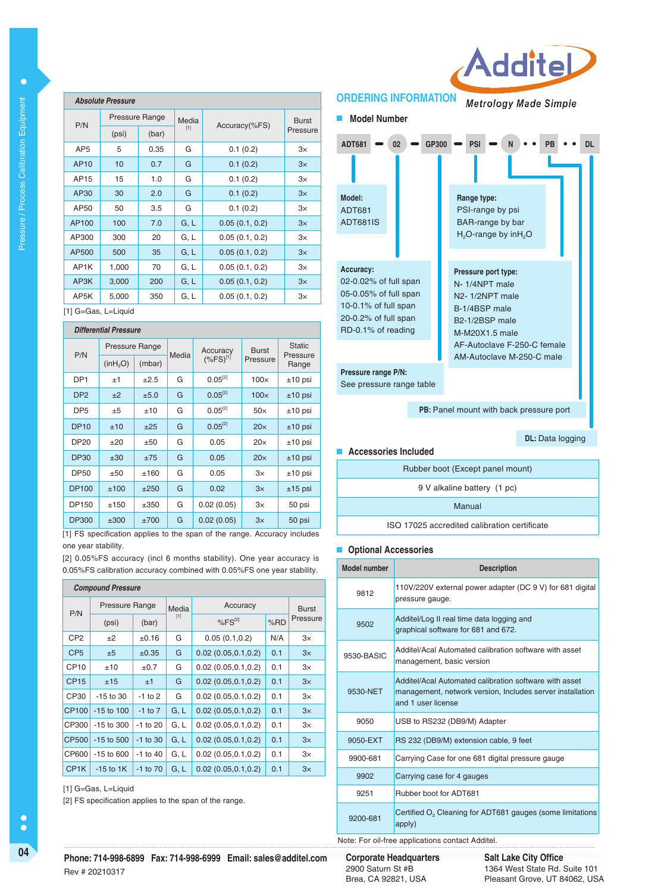### Absolute Pressure

| P/N | Pressure Range (psi) | Pressure Range (bar) | Media [1] | Accuracy(%FS) | Burst Pressure |
|---|---|---|---|---|---|
| AP5 | 5 | 0.35 | G | 0.1 (0.2) | 3× |
| AP10 | 10 | 0.7 | G | 0.1 (0.2) | 3× |
| AP15 | 15 | 1.0 | G | 0.1 (0.2) | 3× |
| AP30 | 30 | 2.0 | G | 0.1 (0.2) | 3× |
| AP50 | 50 | 3.5 | G | 0.1 (0.2) | 3× |
| AP100 | 100 | 7.0 | G, L | 0.05 (0.1, 0.2) | 3× |
| AP300 | 300 | 20 | G, L | 0.05 (0.1, 0.2) | 3× |
| AP500 | 500 | 35 | G, L | 0.05 (0.1, 0.2) | 3× |
| AP1K | 1,000 | 70 | G, L | 0.05 (0.1, 0.2) | 3× |
| AP3K | 3,000 | 200 | G, L | 0.05 (0.1, 0.2) | 3× |
| AP5K | 5,000 | 350 | G, L | 0.05 (0.1, 0.2) | 3× |

[1] G=Gas, L=Liquid

### Differential Pressure

| P/N | Pressure Range ($inH_2O$) | Pressure Range (mbar) | Media | Accuracy (%FS)[1] | Burst Pressure | Static Pressure Range |
|---|---|---|---|---|---|---|
| DP1 | ±1 | ±2.5 | G | 0.05[2] | 100× | ±10 psi |
| DP2 | ±2 | ±5.0 | G | 0.05[2] | 100× | ±10 psi |
| DP5 | ±5 | ±10 | G | 0.05[2] | 50× | ±10 psi |
| DP10 | ±10 | ±25 | G | 0.05[2] | 20× | ±10 psi |
| DP20 | ±20 | ±50 | G | 0.05 | 20× | ±10 psi |
| DP30 | ±30 | ±75 | G | 0.05 | 20× | ±10 psi |
| DP50 | ±50 | ±160 | G | 0.05 | 3× | ±10 psi |
| DP100 | ±100 | ±250 | G | 0.02 | 3× | ±15 psi |
| DP150 | ±150 | ±350 | G | 0.02 (0.05) | 3× | 50 psi |
| DP300 | ±300 | ±700 | G | 0.02 (0.05) | 3× | 50 psi |

[1] FS specification applies to the span of the range. Accuracy includes one year stability.

[2] 0.05%FS accuracy (incl 6 months stability). One year accuracy is 0.05%FS calibration accuracy combined with 0.05%FS one year stability.

### Compound Pressure

| P/N | Pressure Range (psi) | Pressure Range (bar) | Media [1] | Accuracy %FS[2] | Accuracy %RD | Burst Pressure |
|---|---|---|---|---|---|---|
| CP2 | ±2 | ±0.16 | G | 0.05 (0.1,0.2) | N/A | 3× |
| CP5 | ±5 | ±0.35 | G | 0.02 (0.05,0.1,0.2) | 0.1 | 3× |
| CP10 | ±10 | ±0.7 | G | 0.02 (0.05,0.1,0.2) | 0.1 | 3× |
| CP15 | ±15 | ±1 | G | 0.02 (0.05,0.1,0.2) | 0.1 | 3× |
| CP30 | -15 to 30 | -1 to 2 | G | 0.02 (0.05,0.1,0.2) | 0.1 | 3× |
| CP100 | -15 to 100 | -1 to 7 | G, L | 0.02 (0.05,0.1,0.2) | 0.1 | 3× |
| CP300 | -15 to 300 | -1 to 20 | G, L | 0.02 (0.05,0.1,0.2) | 0.1 | 3× |
| CP500 | -15 to 500 | -1 to 30 | G, L | 0.02 (0.05,0.1,0.2) | 0.1 | 3× |
| CP600 | -15 to 600 | -1 to 40 | G, L | 0.02 (0.05,0.1,0.2) | 0.1 | 3× |
| CP1K | -15 to 1K | -1 to 70 | G, L | 0.02 (0.05,0.1,0.2) | 0.1 | 3× |

[1] G=Gas, L=Liquid

[2] FS specification applies to the span of the range.

## ORDERING INFORMATION

### Model Number

ADT681 – 02 – GP300 – PSI – N • • PB • • DL

**Model:**
ADT681
ADT681IS

**Accuracy:**
02-0.02% of full span
05-0.05% of full span
10-0.1% of full span
20-0.2% of full span
RD-0.1% of reading

**Pressure range P/N:**
See pressure range table

**Range type:**
PSI-range by psi
BAR-range by bar
$H_2O$-range by $inH_2O$

**Pressure port type:**
N- 1/4NPT male
N2- 1/2NPT male
B-1/4BSP male
B2-1/2BSP male
M-M20X1.5 male
AF-Autoclave F-250-C female
AM-Autoclave M-250-C male

**PB:** Panel mount with back pressure port

**DL:** Data logging

### Accessories Included

| |
|---|
| Rubber boot (Except panel mount) |
| 9 V alkaline battery (1 pc) |
| Manual |
| ISO 17025 accredited calibration certificate |

### Optional Accessories

| Model number | Description |
|---|---|
| 9812 | 110V/220V external power adapter (DC 9 V) for 681 digital pressure gauge. |
| 9502 | Additel/Log II real time data logging and graphical software for 681 and 672. |
| 9530-BASIC | Additel/Acal Automated calibration software with asset management, basic version |
| 9530-NET | Additel/Acal Automated calibration software with asset management, network version, Includes server installation and 1 user license |
| 9050 | USB to RS232 (DB9/M) Adapter |
| 9050-EXT | RS 232 (DB9/M) extension cable, 9 feet |
| 9900-681 | Carrying Case for one 681 digital pressure gauge |
| 9902 | Carrying case for 4 gauges |
| 9251 | Rubber boot for ADT681 |
| 9200-681 | Certified $O_2$ Cleaning for ADT681 gauges (some limitations apply) |

Note: For oil-free applications contact Additel.

**Phone: 714-998-6899 Fax: 714-998-6999 Email: sales@additel.com**
Rev # 20210317

**Corporate Headquarters**
2900 Saturn St #B
Brea, CA 92821, USA

**Salt Lake City Office**
1364 West State Rd. Suite 101
Pleasant Grove, UT 84062, USA